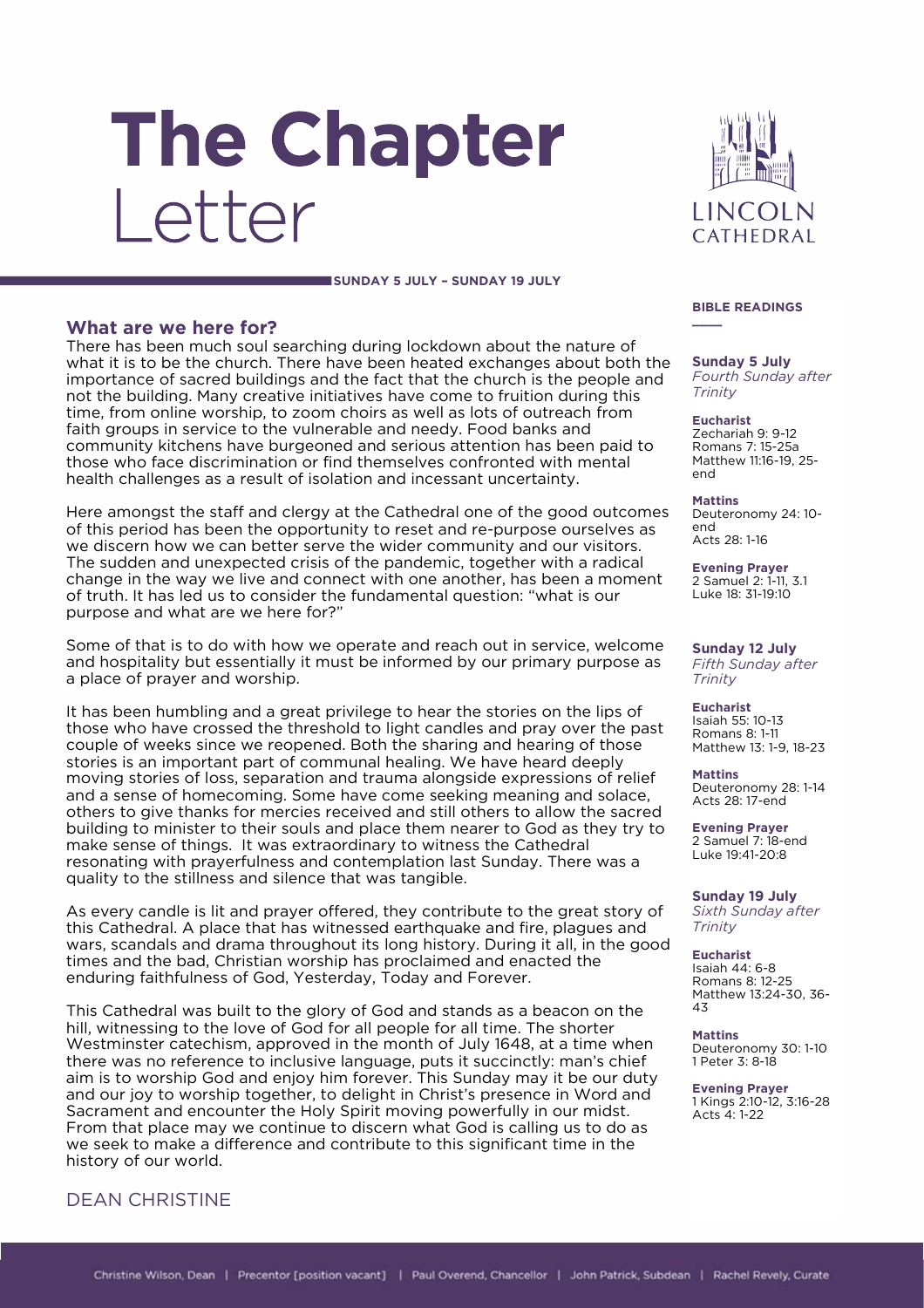# The Chapter Letter

**SUNDAY 5 JULY – SUNDAY 19 JULY**

## What are we here for?

There has been much soul searching during lockdown about the nature of what it is to be the church. There have been heated exchanges about both the importance of sacred buildings and the fact that the church is the people and not the building. Many creative initiatives have come to fruition during this time, from online worship, to zoom choirs as well as lots of outreach from faith groups in service to the vulnerable and needy. Food banks and community kitchens have burgeoned and serious attention has been paid to those who face discrimination or find themselves confronted with mental health challenges as a result of isolation and incessant uncertainty.

Here amongst the staff and clergy at the Cathedral one of the good outcomes of this period has been the opportunity to reset and re-purpose ourselves as we discern how we can better serve the wider community and our visitors. The sudden and unexpected crisis of the pandemic, together with a radical change in the way we live and connect with one another, has been a moment of truth. It has led us to consider the fundamental question: "what is our purpose and what are we here for?"

Some of that is to do with how we operate and reach out in service, welcome and hospitality but essentially it must be informed by our primary purpose as a place of prayer and worship.

It has been humbling and a great privilege to hear the stories on the lips of those who have crossed the threshold to light candles and pray over the past couple of weeks since we reopened. Both the sharing and hearing of those stories is an important part of communal healing. We have heard deeply moving stories of loss, separation and trauma alongside expressions of relief and a sense of homecoming. Some have come seeking meaning and solace, others to give thanks for mercies received and still others to allow the sacred building to minister to their souls and place them nearer to God as they try to make sense of things. It was extraordinary to witness the Cathedral resonating with prayerfulness and contemplation last Sunday. There was a quality to the stillness and silence that was tangible.

As every candle is lit and prayer offered, they contribute to the great story of this Cathedral. A place that has witnessed earthquake and fire, plagues and wars, scandals and drama throughout its long history. During it all, in the good times and the bad, Christian worship has proclaimed and enacted the enduring faithfulness of God, Yesterday, Today and Forever.

This Cathedral was built to the glory of God and stands as a beacon on the hill, witnessing to the love of God for all people for all time. The shorter Westminster catechism, approved in the month of July 1648, at a time when there was no reference to inclusive language, puts it succinctly: man's chief aim is to worship God and enjoy him forever. This Sunday may it be our duty and our joy to worship together, to delight in Christ's presence in Word and Sacrament and encounter the Holy Spirit moving powerfully in our midst. From that place may we continue to discern what God is calling us to do as we seek to make a difference and contribute to this significant time in the history of our world.

DEAN CHRISTINE

## BIBLE READINGS

### Sunday 5 July
*Fourth Sunday after Trinity*

**Eucharist**
Zechariah 9: 9-12
Romans 7: 15-25a
Matthew 11:16-19, 25-end

**Mattins**
Deuteronomy 24: 10-end
Acts 28: 1-16

**Evening Prayer**
2 Samuel 2: 1-11, 3.1
Luke 18: 31-19:10

### Sunday 12 July
*Fifth Sunday after Trinity*

**Eucharist**
Isaiah 55: 10-13
Romans 8: 1-11
Matthew 13: 1-9, 18-23

**Mattins**
Deuteronomy 28: 1-14
Acts 28: 17-end

**Evening Prayer**
2 Samuel 7: 18-end
Luke 19:41-20:8

### Sunday 19 July
*Sixth Sunday after Trinity*

**Eucharist**
Isaiah 44: 6-8
Romans 8: 12-25
Matthew 13:24-30, 36-43

**Mattins**
Deuteronomy 30: 1-10
1 Peter 3: 8-18

**Evening Prayer**
1 Kings 2:10-12, 3:16-28
Acts 4: 1-22

Christine Wilson, Dean | Precentor [position vacant] | Paul Overend, Chancellor | John Patrick, Subdean | Rachel Revely, Curate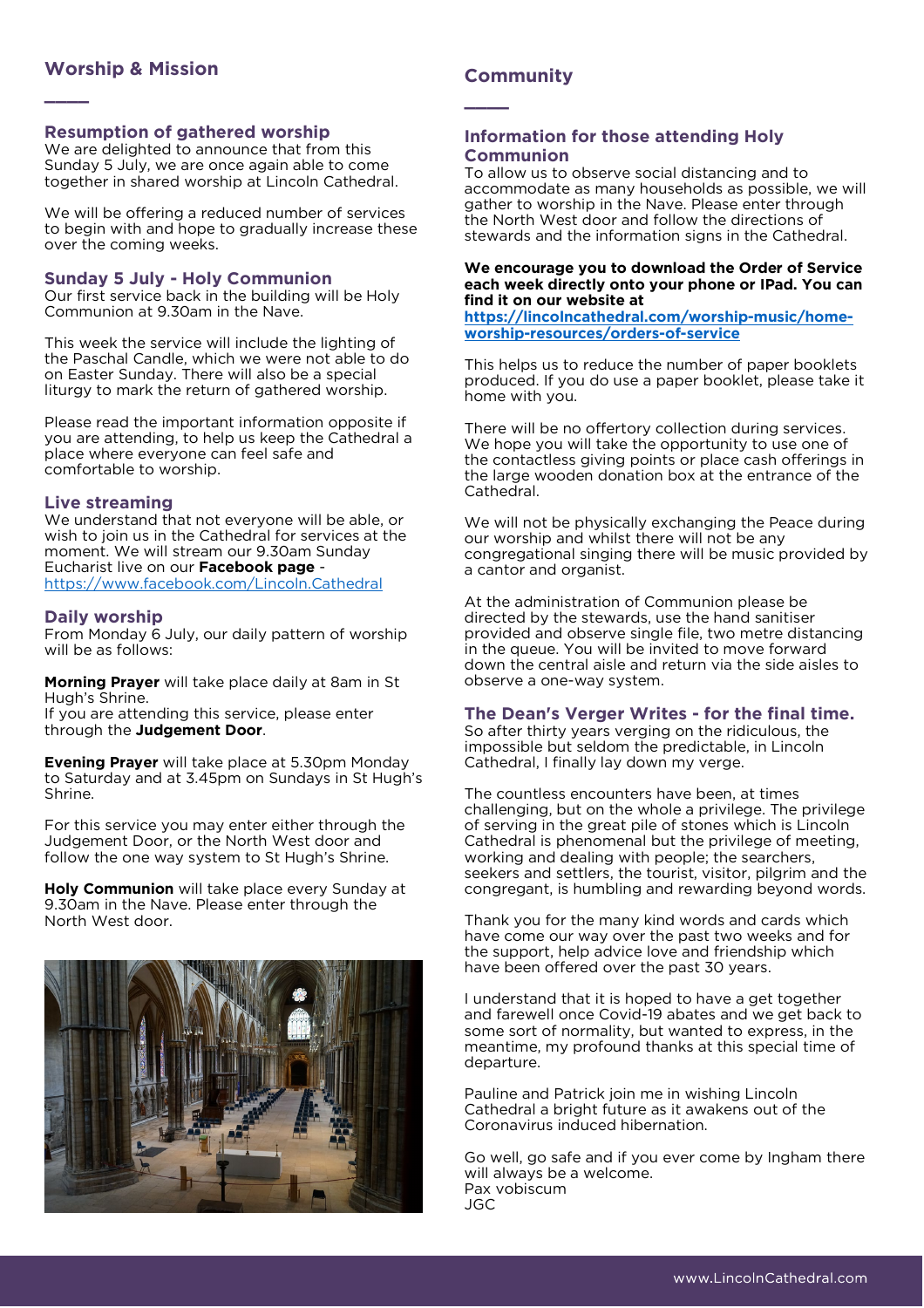## Worship & Mission

### Resumption of gathered worship

We are delighted to announce that from this Sunday 5 July, we are once again able to come together in shared worship at Lincoln Cathedral.

We will be offering a reduced number of services to begin with and hope to gradually increase these over the coming weeks.

### Sunday 5 July - Holy Communion

Our first service back in the building will be Holy Communion at 9.30am in the Nave.

This week the service will include the lighting of the Paschal Candle, which we were not able to do on Easter Sunday. There will also be a special liturgy to mark the return of gathered worship.

Please read the important information opposite if you are attending, to help us keep the Cathedral a place where everyone can feel safe and comfortable to worship.

### Live streaming

We understand that not everyone will be able, or wish to join us in the Cathedral for services at the moment. We will stream our 9.30am Sunday Eucharist live on our **Facebook page** - https://www.facebook.com/Lincoln.Cathedral

### Daily worship

From Monday 6 July, our daily pattern of worship will be as follows:

**Morning Prayer** will take place daily at 8am in St Hugh's Shrine.
If you are attending this service, please enter through the **Judgement Door**.

**Evening Prayer** will take place at 5.30pm Monday to Saturday and at 3.45pm on Sundays in St Hugh's Shrine.

For this service you may enter either through the Judgement Door, or the North West door and follow the one way system to St Hugh's Shrine.

**Holy Communion** will take place every Sunday at 9.30am in the Nave. Please enter through the North West door.

## Community

### Information for those attending Holy Communion

To allow us to observe social distancing and to accommodate as many households as possible, we will gather to worship in the Nave. Please enter through the North West door and follow the directions of stewards and the information signs in the Cathedral.

**We encourage you to download the Order of Service each week directly onto your phone or IPad. You can find it on our website at https://lincolncathedral.com/worship-music/home-worship-resources/orders-of-service**

This helps us to reduce the number of paper booklets produced. If you do use a paper booklet, please take it home with you.

There will be no offertory collection during services. We hope you will take the opportunity to use one of the contactless giving points or place cash offerings in the large wooden donation box at the entrance of the Cathedral.

We will not be physically exchanging the Peace during our worship and whilst there will not be any congregational singing there will be music provided by a cantor and organist.

At the administration of Communion please be directed by the stewards, use the hand sanitiser provided and observe single file, two metre distancing in the queue. You will be invited to move forward down the central aisle and return via the side aisles to observe a one-way system.

### The Dean's Verger Writes - for the final time.

So after thirty years verging on the ridiculous, the impossible but seldom the predictable, in Lincoln Cathedral, I finally lay down my verge.

The countless encounters have been, at times challenging, but on the whole a privilege. The privilege of serving in the great pile of stones which is Lincoln Cathedral is phenomenal but the privilege of meeting, working and dealing with people; the searchers, seekers and settlers, the tourist, visitor, pilgrim and the congregant, is humbling and rewarding beyond words.

Thank you for the many kind words and cards which have come our way over the past two weeks and for the support, help advice love and friendship which have been offered over the past 30 years.

I understand that it is hoped to have a get together and farewell once Covid-19 abates and we get back to some sort of normality, but wanted to express, in the meantime, my profound thanks at this special time of departure.

Pauline and Patrick join me in wishing Lincoln Cathedral a bright future as it awakens out of the Coronavirus induced hibernation.

Go well, go safe and if you ever come by Ingham there will always be a welcome.
Pax vobiscum
JGC